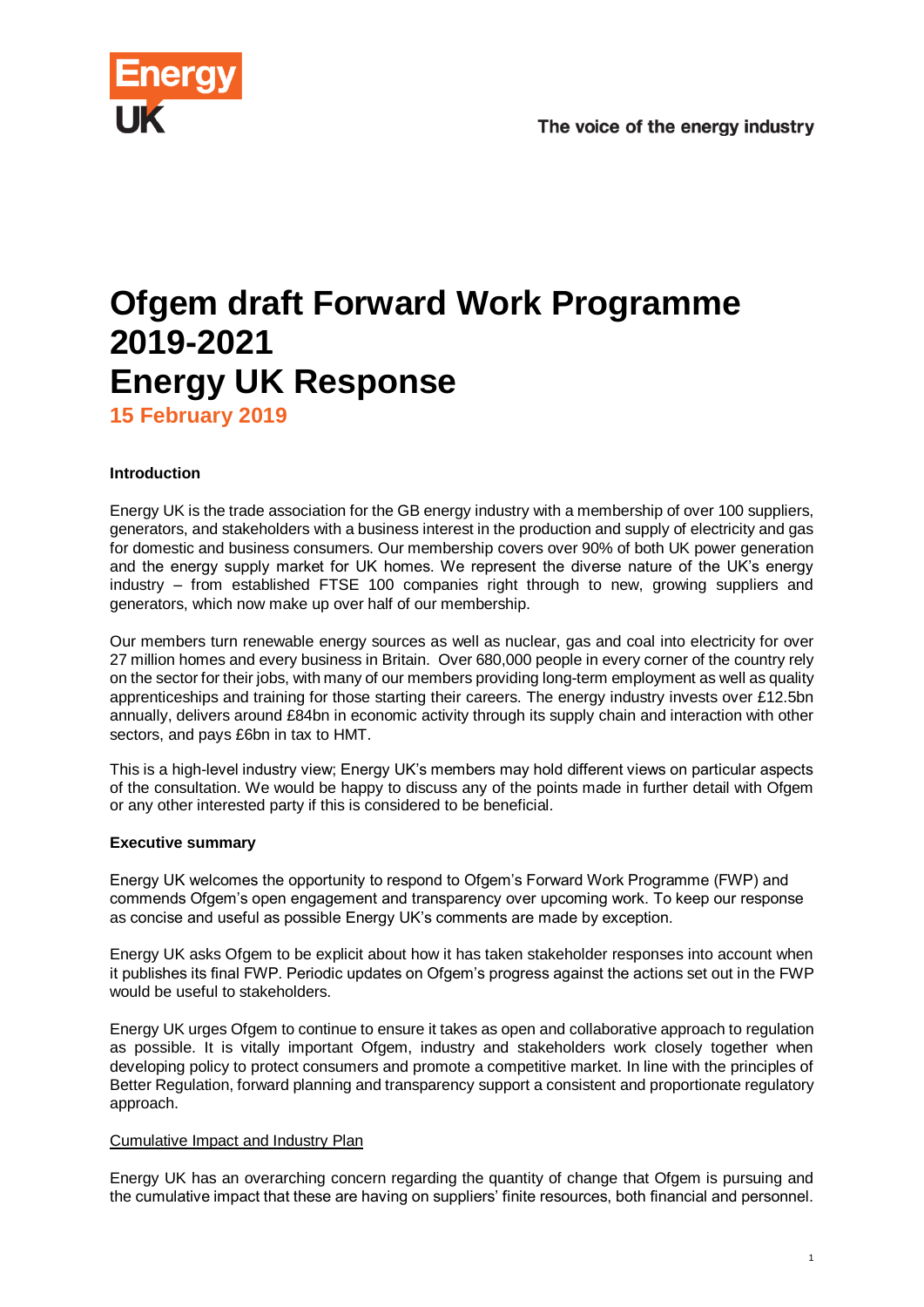# Ofgem draft Forward Work Programme 2019-2021
# Energy UK Response

**15 February 2019**

**Introduction**

Energy UK is the trade association for the GB energy industry with a membership of over 100 suppliers, generators, and stakeholders with a business interest in the production and supply of electricity and gas for domestic and business consumers. Our membership covers over 90% of both UK power generation and the energy supply market for UK homes. We represent the diverse nature of the UK's energy industry – from established FTSE 100 companies right through to new, growing suppliers and generators, which now make up over half of our membership.

Our members turn renewable energy sources as well as nuclear, gas and coal into electricity for over 27 million homes and every business in Britain. Over 680,000 people in every corner of the country rely on the sector for their jobs, with many of our members providing long-term employment as well as quality apprenticeships and training for those starting their careers. The energy industry invests over £12.5bn annually, delivers around £84bn in economic activity through its supply chain and interaction with other sectors, and pays £6bn in tax to HMT.

This is a high-level industry view; Energy UK's members may hold different views on particular aspects of the consultation. We would be happy to discuss any of the points made in further detail with Ofgem or any other interested party if this is considered to be beneficial.

**Executive summary**

Energy UK welcomes the opportunity to respond to Ofgem's Forward Work Programme (FWP) and commends Ofgem's open engagement and transparency over upcoming work. To keep our response as concise and useful as possible Energy UK's comments are made by exception.

Energy UK asks Ofgem to be explicit about how it has taken stakeholder responses into account when it publishes its final FWP. Periodic updates on Ofgem's progress against the actions set out in the FWP would be useful to stakeholders.

Energy UK urges Ofgem to continue to ensure it takes as open and collaborative approach to regulation as possible. It is vitally important Ofgem, industry and stakeholders work closely together when developing policy to protect consumers and promote a competitive market. In line with the principles of Better Regulation, forward planning and transparency support a consistent and proportionate regulatory approach.

Cumulative Impact and Industry Plan

Energy UK has an overarching concern regarding the quantity of change that Ofgem is pursuing and the cumulative impact that these are having on suppliers' finite resources, both financial and personnel.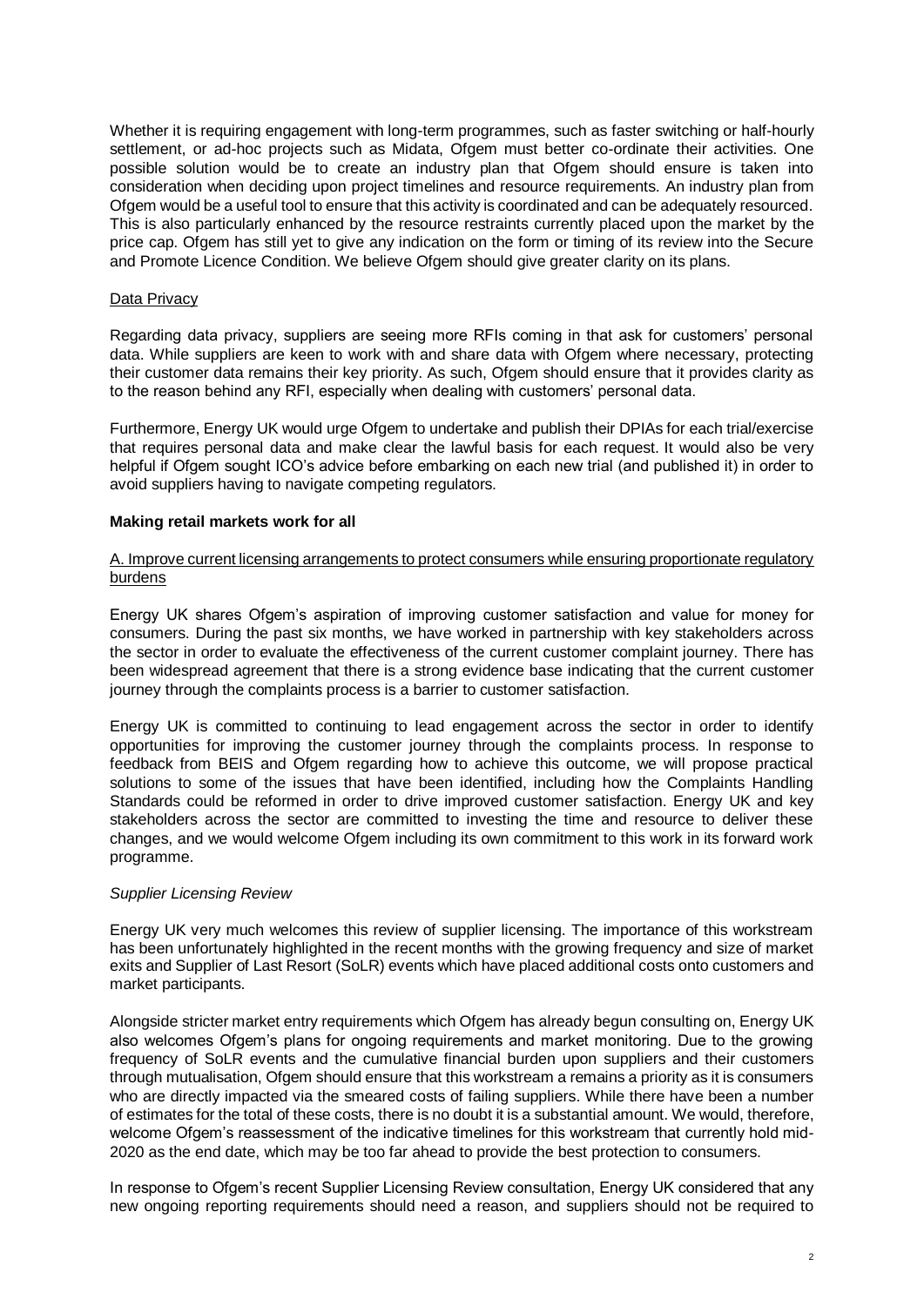Whether it is requiring engagement with long-term programmes, such as faster switching or half-hourly settlement, or ad-hoc projects such as Midata, Ofgem must better co-ordinate their activities. One possible solution would be to create an industry plan that Ofgem should ensure is taken into consideration when deciding upon project timelines and resource requirements. An industry plan from Ofgem would be a useful tool to ensure that this activity is coordinated and can be adequately resourced. This is also particularly enhanced by the resource restraints currently placed upon the market by the price cap. Ofgem has still yet to give any indication on the form or timing of its review into the Secure and Promote Licence Condition. We believe Ofgem should give greater clarity on its plans.

Data Privacy

Regarding data privacy, suppliers are seeing more RFIs coming in that ask for customers' personal data. While suppliers are keen to work with and share data with Ofgem where necessary, protecting their customer data remains their key priority. As such, Ofgem should ensure that it provides clarity as to the reason behind any RFI, especially when dealing with customers' personal data.

Furthermore, Energy UK would urge Ofgem to undertake and publish their DPIAs for each trial/exercise that requires personal data and make clear the lawful basis for each request. It would also be very helpful if Ofgem sought ICO's advice before embarking on each new trial (and published it) in order to avoid suppliers having to navigate competing regulators.

**Making retail markets work for all**

A. Improve current licensing arrangements to protect consumers while ensuring proportionate regulatory burdens

Energy UK shares Ofgem's aspiration of improving customer satisfaction and value for money for consumers. During the past six months, we have worked in partnership with key stakeholders across the sector in order to evaluate the effectiveness of the current customer complaint journey. There has been widespread agreement that there is a strong evidence base indicating that the current customer journey through the complaints process is a barrier to customer satisfaction.

Energy UK is committed to continuing to lead engagement across the sector in order to identify opportunities for improving the customer journey through the complaints process. In response to feedback from BEIS and Ofgem regarding how to achieve this outcome, we will propose practical solutions to some of the issues that have been identified, including how the Complaints Handling Standards could be reformed in order to drive improved customer satisfaction. Energy UK and key stakeholders across the sector are committed to investing the time and resource to deliver these changes, and we would welcome Ofgem including its own commitment to this work in its forward work programme.

*Supplier Licensing Review*

Energy UK very much welcomes this review of supplier licensing. The importance of this workstream has been unfortunately highlighted in the recent months with the growing frequency and size of market exits and Supplier of Last Resort (SoLR) events which have placed additional costs onto customers and market participants.

Alongside stricter market entry requirements which Ofgem has already begun consulting on, Energy UK also welcomes Ofgem's plans for ongoing requirements and market monitoring. Due to the growing frequency of SoLR events and the cumulative financial burden upon suppliers and their customers through mutualisation, Ofgem should ensure that this workstream a remains a priority as it is consumers who are directly impacted via the smeared costs of failing suppliers. While there have been a number of estimates for the total of these costs, there is no doubt it is a substantial amount. We would, therefore, welcome Ofgem's reassessment of the indicative timelines for this workstream that currently hold mid-2020 as the end date, which may be too far ahead to provide the best protection to consumers.

In response to Ofgem's recent Supplier Licensing Review consultation, Energy UK considered that any new ongoing reporting requirements should need a reason, and suppliers should not be required to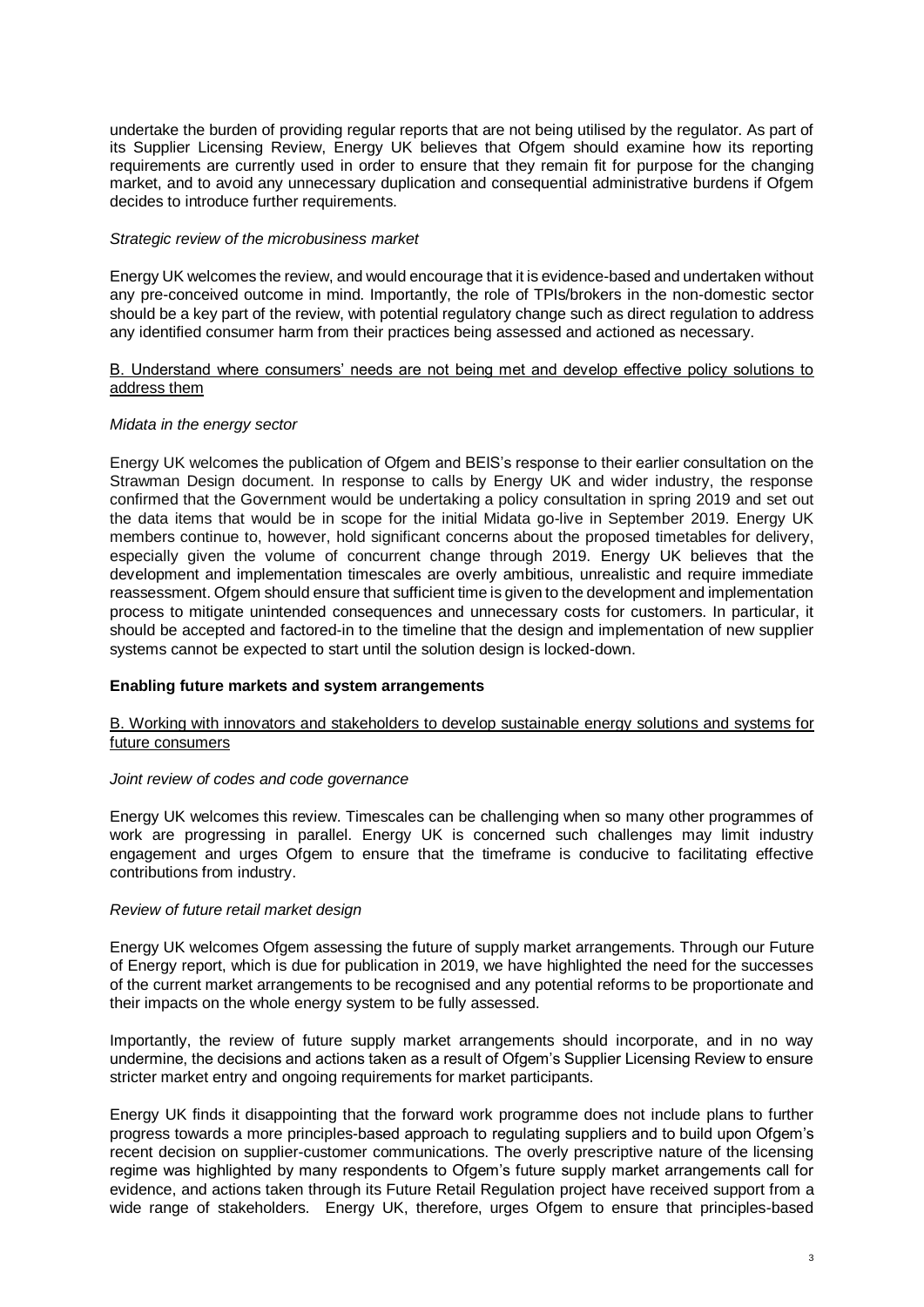undertake the burden of providing regular reports that are not being utilised by the regulator. As part of its Supplier Licensing Review, Energy UK believes that Ofgem should examine how its reporting requirements are currently used in order to ensure that they remain fit for purpose for the changing market, and to avoid any unnecessary duplication and consequential administrative burdens if Ofgem decides to introduce further requirements.

*Strategic review of the microbusiness market*

Energy UK welcomes the review, and would encourage that it is evidence-based and undertaken without any pre-conceived outcome in mind. Importantly, the role of TPIs/brokers in the non-domestic sector should be a key part of the review, with potential regulatory change such as direct regulation to address any identified consumer harm from their practices being assessed and actioned as necessary.

<u>B. Understand where consumers' needs are not being met and develop effective policy solutions to address them</u>

*Midata in the energy sector*

Energy UK welcomes the publication of Ofgem and BEIS's response to their earlier consultation on the Strawman Design document. In response to calls by Energy UK and wider industry, the response confirmed that the Government would be undertaking a policy consultation in spring 2019 and set out the data items that would be in scope for the initial Midata go-live in September 2019. Energy UK members continue to, however, hold significant concerns about the proposed timetables for delivery, especially given the volume of concurrent change through 2019. Energy UK believes that the development and implementation timescales are overly ambitious, unrealistic and require immediate reassessment. Ofgem should ensure that sufficient time is given to the development and implementation process to mitigate unintended consequences and unnecessary costs for customers. In particular, it should be accepted and factored-in to the timeline that the design and implementation of new supplier systems cannot be expected to start until the solution design is locked-down.

**Enabling future markets and system arrangements**

<u>B. Working with innovators and stakeholders to develop sustainable energy solutions and systems for future consumers</u>

*Joint review of codes and code governance*

Energy UK welcomes this review. Timescales can be challenging when so many other programmes of work are progressing in parallel. Energy UK is concerned such challenges may limit industry engagement and urges Ofgem to ensure that the timeframe is conducive to facilitating effective contributions from industry.

*Review of future retail market design*

Energy UK welcomes Ofgem assessing the future of supply market arrangements. Through our Future of Energy report, which is due for publication in 2019, we have highlighted the need for the successes of the current market arrangements to be recognised and any potential reforms to be proportionate and their impacts on the whole energy system to be fully assessed.

Importantly, the review of future supply market arrangements should incorporate, and in no way undermine, the decisions and actions taken as a result of Ofgem's Supplier Licensing Review to ensure stricter market entry and ongoing requirements for market participants.

Energy UK finds it disappointing that the forward work programme does not include plans to further progress towards a more principles-based approach to regulating suppliers and to build upon Ofgem's recent decision on supplier-customer communications. The overly prescriptive nature of the licensing regime was highlighted by many respondents to Ofgem's future supply market arrangements call for evidence, and actions taken through its Future Retail Regulation project have received support from a wide range of stakeholders. Energy UK, therefore, urges Ofgem to ensure that principles-based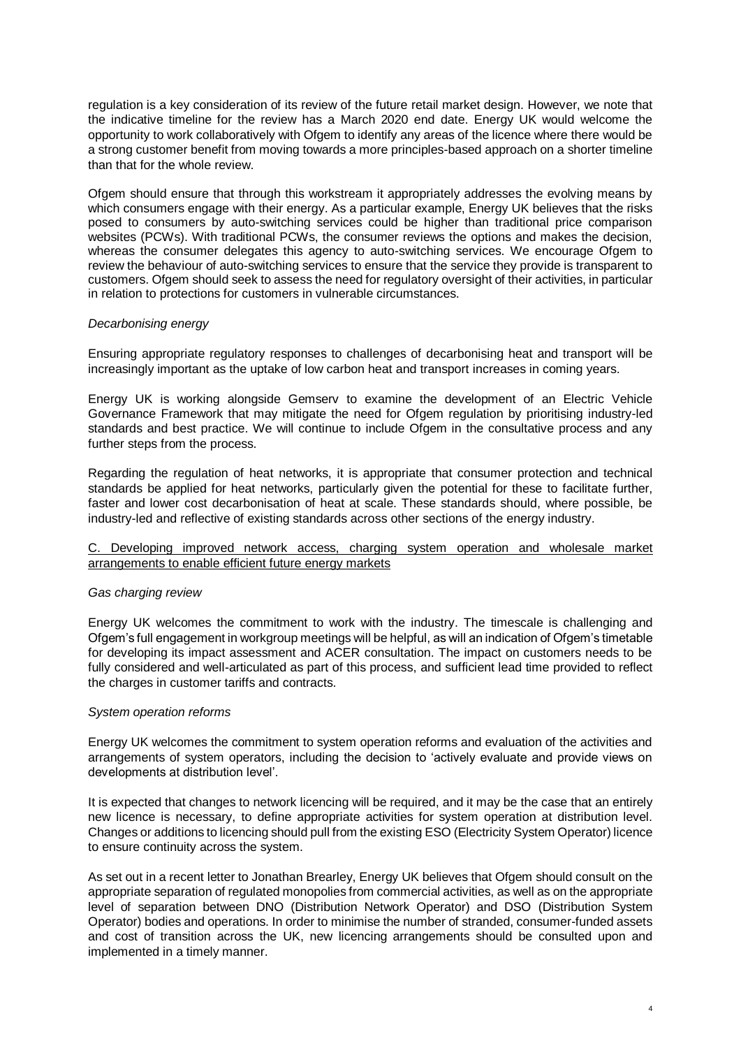regulation is a key consideration of its review of the future retail market design. However, we note that the indicative timeline for the review has a March 2020 end date. Energy UK would welcome the opportunity to work collaboratively with Ofgem to identify any areas of the licence where there would be a strong customer benefit from moving towards a more principles-based approach on a shorter timeline than that for the whole review.

Ofgem should ensure that through this workstream it appropriately addresses the evolving means by which consumers engage with their energy. As a particular example, Energy UK believes that the risks posed to consumers by auto-switching services could be higher than traditional price comparison websites (PCWs). With traditional PCWs, the consumer reviews the options and makes the decision, whereas the consumer delegates this agency to auto-switching services. We encourage Ofgem to review the behaviour of auto-switching services to ensure that the service they provide is transparent to customers. Ofgem should seek to assess the need for regulatory oversight of their activities, in particular in relation to protections for customers in vulnerable circumstances.

*Decarbonising energy*

Ensuring appropriate regulatory responses to challenges of decarbonising heat and transport will be increasingly important as the uptake of low carbon heat and transport increases in coming years.

Energy UK is working alongside Gemserv to examine the development of an Electric Vehicle Governance Framework that may mitigate the need for Ofgem regulation by prioritising industry-led standards and best practice. We will continue to include Ofgem in the consultative process and any further steps from the process.

Regarding the regulation of heat networks, it is appropriate that consumer protection and technical standards be applied for heat networks, particularly given the potential for these to facilitate further, faster and lower cost decarbonisation of heat at scale. These standards should, where possible, be industry-led and reflective of existing standards across other sections of the energy industry.

<u>C. Developing improved network access, charging system operation and wholesale market arrangements to enable efficient future energy markets</u>

*Gas charging review*

Energy UK welcomes the commitment to work with the industry. The timescale is challenging and Ofgem's full engagement in workgroup meetings will be helpful, as will an indication of Ofgem's timetable for developing its impact assessment and ACER consultation. The impact on customers needs to be fully considered and well-articulated as part of this process, and sufficient lead time provided to reflect the charges in customer tariffs and contracts.

*System operation reforms*

Energy UK welcomes the commitment to system operation reforms and evaluation of the activities and arrangements of system operators, including the decision to 'actively evaluate and provide views on developments at distribution level'.

It is expected that changes to network licencing will be required, and it may be the case that an entirely new licence is necessary, to define appropriate activities for system operation at distribution level. Changes or additions to licencing should pull from the existing ESO (Electricity System Operator) licence to ensure continuity across the system.

As set out in a recent letter to Jonathan Brearley, Energy UK believes that Ofgem should consult on the appropriate separation of regulated monopolies from commercial activities, as well as on the appropriate level of separation between DNO (Distribution Network Operator) and DSO (Distribution System Operator) bodies and operations. In order to minimise the number of stranded, consumer-funded assets and cost of transition across the UK, new licencing arrangements should be consulted upon and implemented in a timely manner.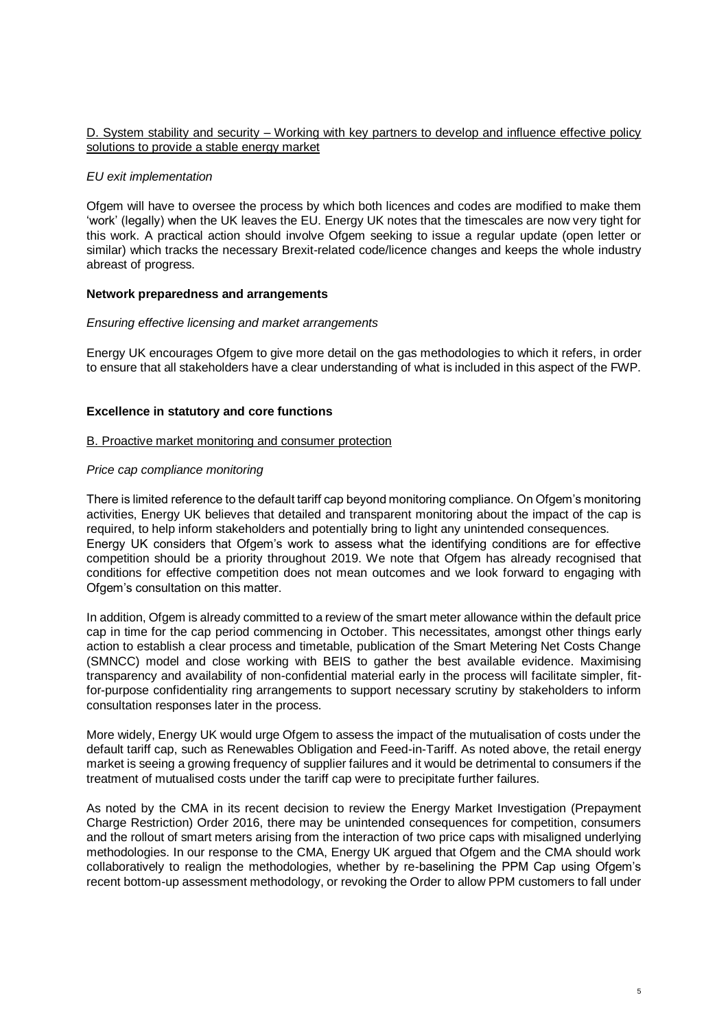D. System stability and security – Working with key partners to develop and influence effective policy solutions to provide a stable energy market

*EU exit implementation*

Ofgem will have to oversee the process by which both licences and codes are modified to make them 'work' (legally) when the UK leaves the EU. Energy UK notes that the timescales are now very tight for this work. A practical action should involve Ofgem seeking to issue a regular update (open letter or similar) which tracks the necessary Brexit-related code/licence changes and keeps the whole industry abreast of progress.

**Network preparedness and arrangements**

*Ensuring effective licensing and market arrangements*

Energy UK encourages Ofgem to give more detail on the gas methodologies to which it refers, in order to ensure that all stakeholders have a clear understanding of what is included in this aspect of the FWP.

**Excellence in statutory and core functions**

B. Proactive market monitoring and consumer protection

*Price cap compliance monitoring*

There is limited reference to the default tariff cap beyond monitoring compliance. On Ofgem's monitoring activities, Energy UK believes that detailed and transparent monitoring about the impact of the cap is required, to help inform stakeholders and potentially bring to light any unintended consequences.
Energy UK considers that Ofgem's work to assess what the identifying conditions are for effective competition should be a priority throughout 2019. We note that Ofgem has already recognised that conditions for effective competition does not mean outcomes and we look forward to engaging with Ofgem's consultation on this matter.

In addition, Ofgem is already committed to a review of the smart meter allowance within the default price cap in time for the cap period commencing in October. This necessitates, amongst other things early action to establish a clear process and timetable, publication of the Smart Metering Net Costs Change (SMNCC) model and close working with BEIS to gather the best available evidence. Maximising transparency and availability of non-confidential material early in the process will facilitate simpler, fit-for-purpose confidentiality ring arrangements to support necessary scrutiny by stakeholders to inform consultation responses later in the process.

More widely, Energy UK would urge Ofgem to assess the impact of the mutualisation of costs under the default tariff cap, such as Renewables Obligation and Feed-in-Tariff. As noted above, the retail energy market is seeing a growing frequency of supplier failures and it would be detrimental to consumers if the treatment of mutualised costs under the tariff cap were to precipitate further failures.

As noted by the CMA in its recent decision to review the Energy Market Investigation (Prepayment Charge Restriction) Order 2016, there may be unintended consequences for competition, consumers and the rollout of smart meters arising from the interaction of two price caps with misaligned underlying methodologies. In our response to the CMA, Energy UK argued that Ofgem and the CMA should work collaboratively to realign the methodologies, whether by re-baselining the PPM Cap using Ofgem's recent bottom-up assessment methodology, or revoking the Order to allow PPM customers to fall under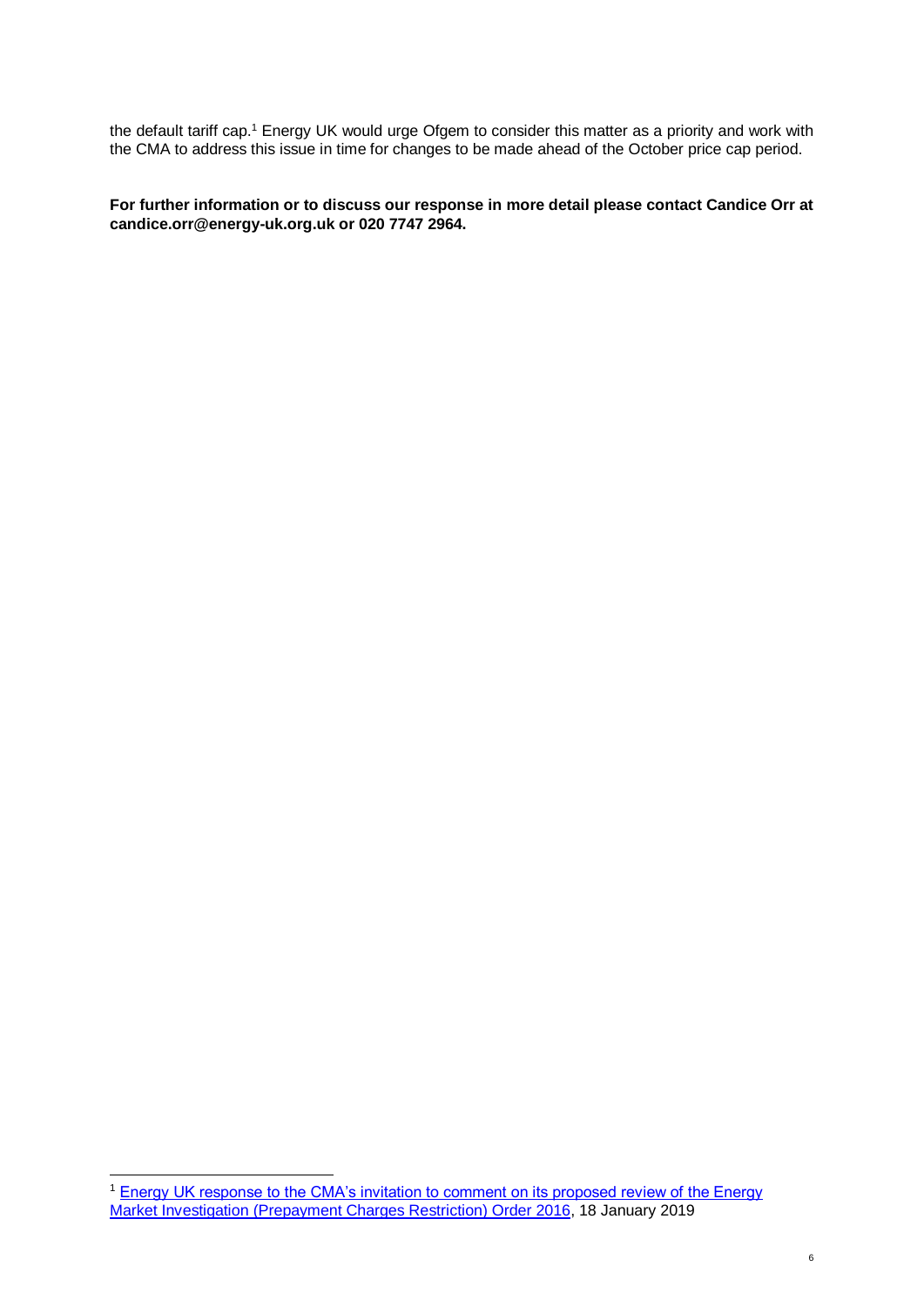the default tariff cap.[1] Energy UK would urge Ofgem to consider this matter as a priority and work with the CMA to address this issue in time for changes to be made ahead of the October price cap period.

**For further information or to discuss our response in more detail please contact Candice Orr at candice.orr@energy-uk.org.uk or 020 7747 2964.**

[1] Energy UK response to the CMA's invitation to comment on its proposed review of the Energy Market Investigation (Prepayment Charges Restriction) Order 2016, 18 January 2019